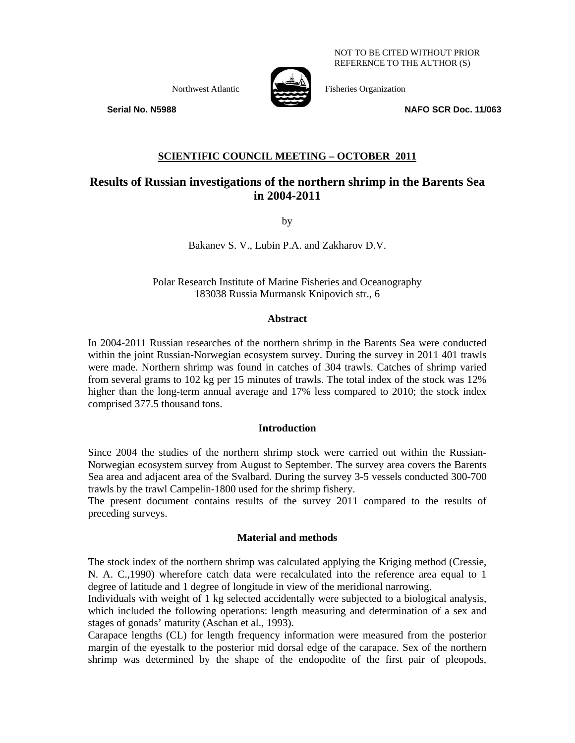NOT TO BE CITED WITHOUT PRIOR REFERENCE TO THE AUTHOR (S)

Northwest Atlantic Fisheries Organization

**Serial No. N5988** **NAFO SCR Doc. 11/063**

**SCIENTIFIC COUNCIL MEETING – OCTOBER 2011**

# Results of Russian investigations of the northern shrimp in the Barents Sea in 2004-2011

by

Bakanev S. V., Lubin P.A. and Zakharov D.V.

Polar Research Institute of Marine Fisheries and Oceanography
183038 Russia Murmansk Knipovich str., 6

## Abstract

In 2004-2011 Russian researches of the northern shrimp in the Barents Sea were conducted within the joint Russian-Norwegian ecosystem survey. During the survey in 2011 401 trawls were made. Northern shrimp was found in catches of 304 trawls. Catches of shrimp varied from several grams to 102 kg per 15 minutes of trawls. The total index of the stock was 12% higher than the long-term annual average and 17% less compared to 2010; the stock index comprised 377.5 thousand tons.

## Introduction

Since 2004 the studies of the northern shrimp stock were carried out within the Russian-Norwegian ecosystem survey from August to September. The survey area covers the Barents Sea area and adjacent area of the Svalbard. During the survey 3-5 vessels conducted 300-700 trawls by the trawl Campelin-1800 used for the shrimp fishery.
The present document contains results of the survey 2011 compared to the results of preceding surveys.

## Material and methods

The stock index of the northern shrimp was calculated applying the Kriging method (Cressie, N. A. C.,1990) wherefore catch data were recalculated into the reference area equal to 1 degree of latitude and 1 degree of longitude in view of the meridional narrowing.
Individuals with weight of 1 kg selected accidentally were subjected to a biological analysis, which included the following operations: length measuring and determination of a sex and stages of gonads' maturity (Aschan et al., 1993).
Carapace lengths (CL) for length frequency information were measured from the posterior margin of the eyestalk to the posterior mid dorsal edge of the carapace. Sex of the northern shrimp was determined by the shape of the endopodite of the first pair of pleopods,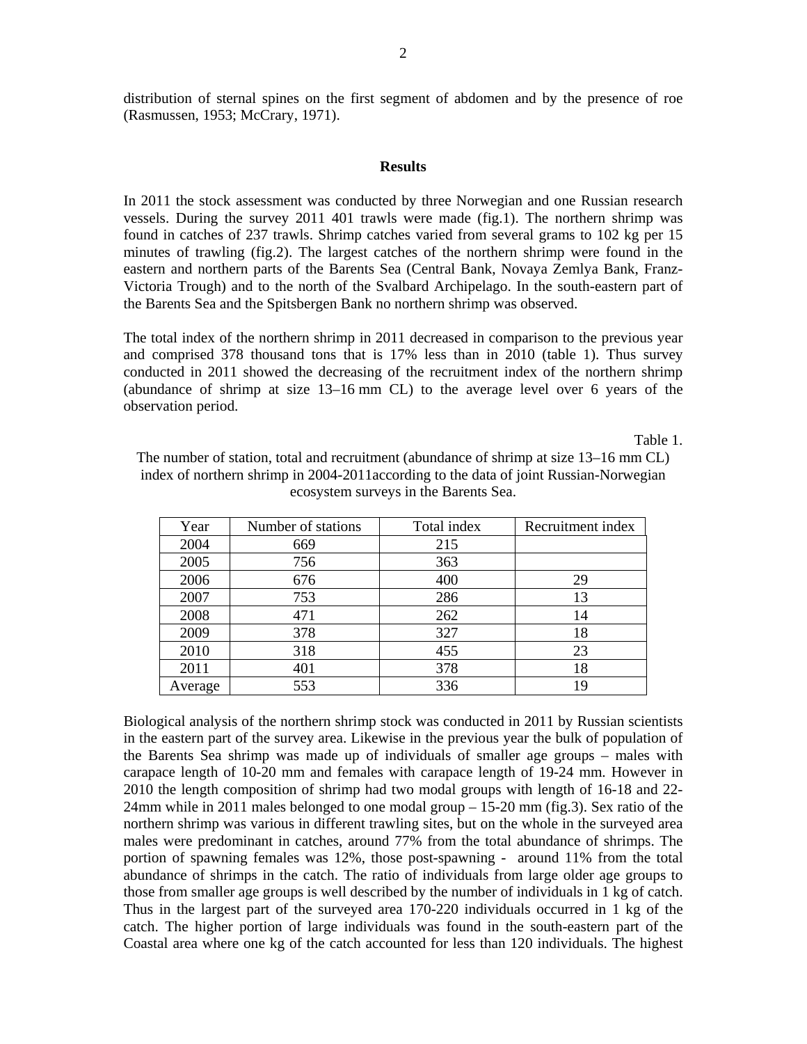distribution of sternal spines on the first segment of abdomen and by the presence of roe (Rasmussen, 1953; McCrary, 1971).

## Results

In 2011 the stock assessment was conducted by three Norwegian and one Russian research vessels. During the survey 2011 401 trawls were made (fig.1). The northern shrimp was found in catches of 237 trawls. Shrimp catches varied from several grams to 102 kg per 15 minutes of trawling (fig.2). The largest catches of the northern shrimp were found in the eastern and northern parts of the Barents Sea (Central Bank, Novaya Zemlya Bank, Franz-Victoria Trough) and to the north of the Svalbard Archipelago. In the south-eastern part of the Barents Sea and the Spitsbergen Bank no northern shrimp was observed.

The total index of the northern shrimp in 2011 decreased in comparison to the previous year and comprised 378 thousand tons that is 17% less than in 2010 (table 1). Thus survey conducted in 2011 showed the decreasing of the recruitment index of the northern shrimp (abundance of shrimp at size 13–16 mm CL) to the average level over 6 years of the observation period.

Table 1.

The number of station, total and recruitment (abundance of shrimp at size 13–16 mm CL) index of northern shrimp in 2004-2011according to the data of joint Russian-Norwegian ecosystem surveys in the Barents Sea.

| Year | Number of stations | Total index | Recruitment index |
|---|---|---|---|
| 2004 | 669 | 215 | |
| 2005 | 756 | 363 | |
| 2006 | 676 | 400 | 29 |
| 2007 | 753 | 286 | 13 |
| 2008 | 471 | 262 | 14 |
| 2009 | 378 | 327 | 18 |
| 2010 | 318 | 455 | 23 |
| 2011 | 401 | 378 | 18 |
| Average | 553 | 336 | 19 |

Biological analysis of the northern shrimp stock was conducted in 2011 by Russian scientists in the eastern part of the survey area. Likewise in the previous year the bulk of population of the Barents Sea shrimp was made up of individuals of smaller age groups – males with carapace length of 10-20 mm and females with carapace length of 19-24 mm. However in 2010 the length composition of shrimp had two modal groups with length of 16-18 and 22-24mm while in 2011 males belonged to one modal group – 15-20 mm (fig.3). Sex ratio of the northern shrimp was various in different trawling sites, but on the whole in the surveyed area males were predominant in catches, around 77% from the total abundance of shrimps. The portion of spawning females was 12%, those post-spawning - around 11% from the total abundance of shrimps in the catch. The ratio of individuals from large older age groups to those from smaller age groups is well described by the number of individuals in 1 kg of catch. Thus in the largest part of the surveyed area 170-220 individuals occurred in 1 kg of the catch. The higher portion of large individuals was found in the south-eastern part of the Coastal area where one kg of the catch accounted for less than 120 individuals. The highest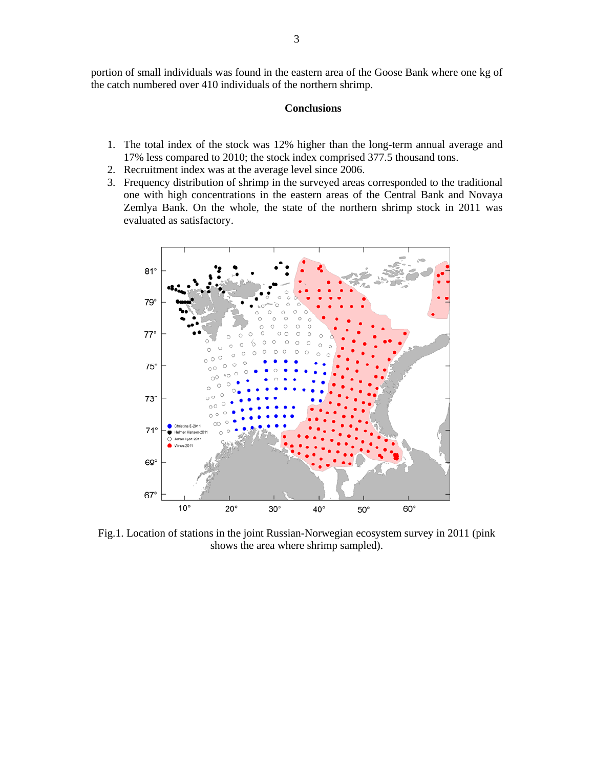portion of small individuals was found in the eastern area of the Goose Bank where one kg of the catch numbered over 410 individuals of the northern shrimp.

## Conclusions

1. The total index of the stock was 12% higher than the long-term annual average and 17% less compared to 2010; the stock index comprised 377.5 thousand tons.
2. Recruitment index was at the average level since 2006.
3. Frequency distribution of shrimp in the surveyed areas corresponded to the traditional one with high concentrations in the eastern areas of the Central Bank and Novaya Zemlya Bank. On the whole, the state of the northern shrimp stock in 2011 was evaluated as satisfactory.

Fig.1. Location of stations in the joint Russian-Norwegian ecosystem survey in 2011 (pink shows the area where shrimp sampled).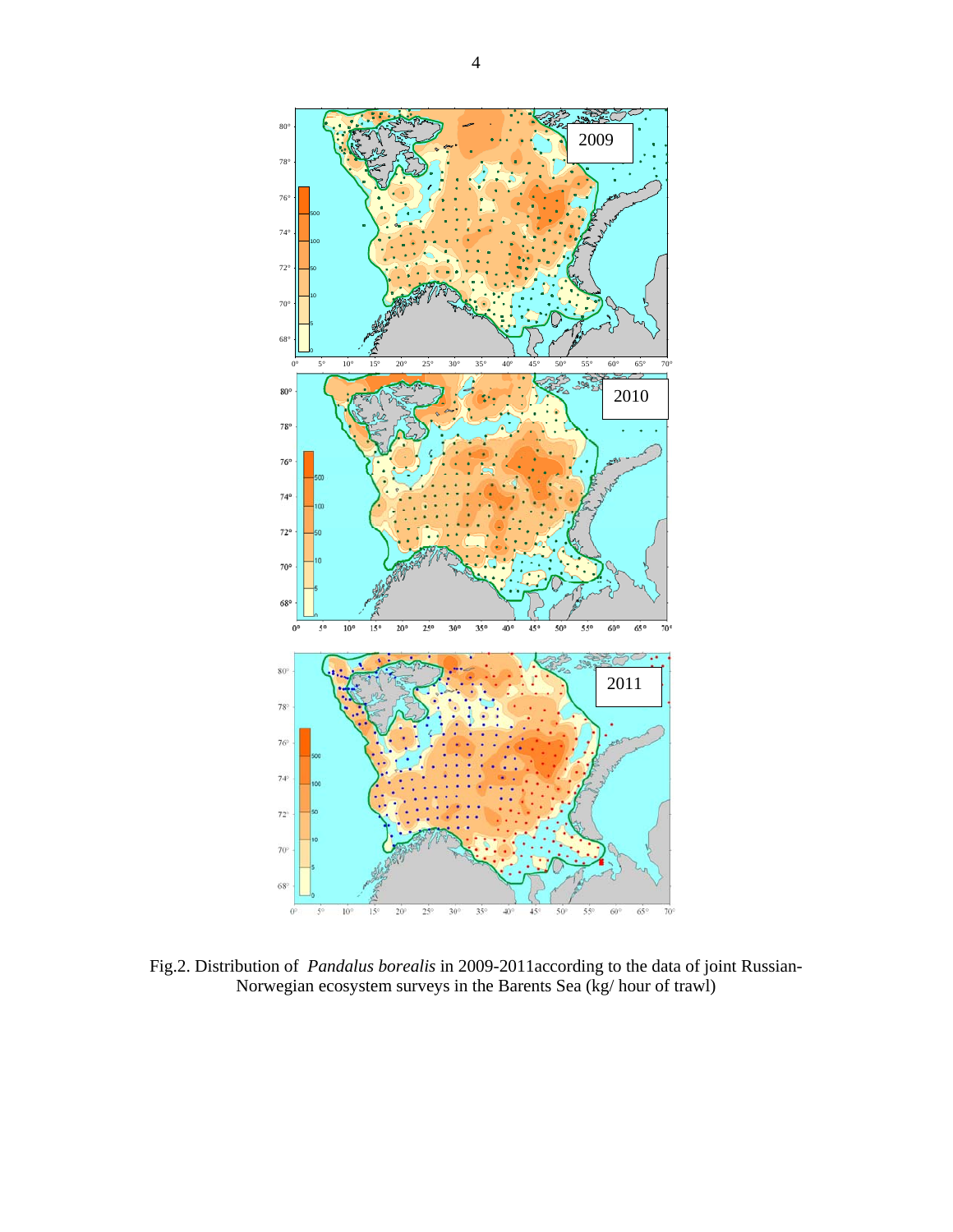Fig.2. Distribution of *Pandalus borealis* in 2009-2011according to the data of joint Russian-Norwegian ecosystem surveys in the Barents Sea (kg/ hour of trawl)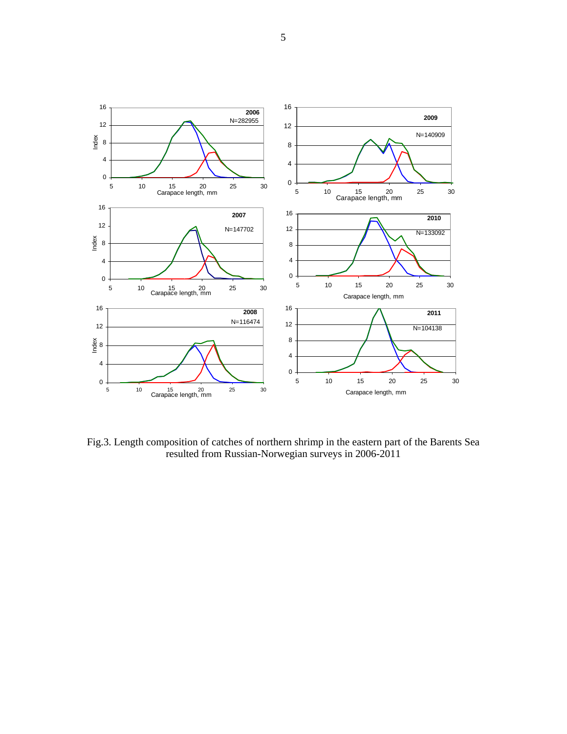2006
N=282955
Index
Carapace length, mm

2009
N=140909
Carapace length, mm

2007
N=147702
Index
Carapace length, mm

2010
N=133092
Carapace length, mm

2008
N=116474
Index
Carapace length, mm

2011
N=104138
Carapace length, mm

Fig.3. Length composition of catches of northern shrimp in the eastern part of the Barents Sea resulted from Russian-Norwegian surveys in 2006-2011